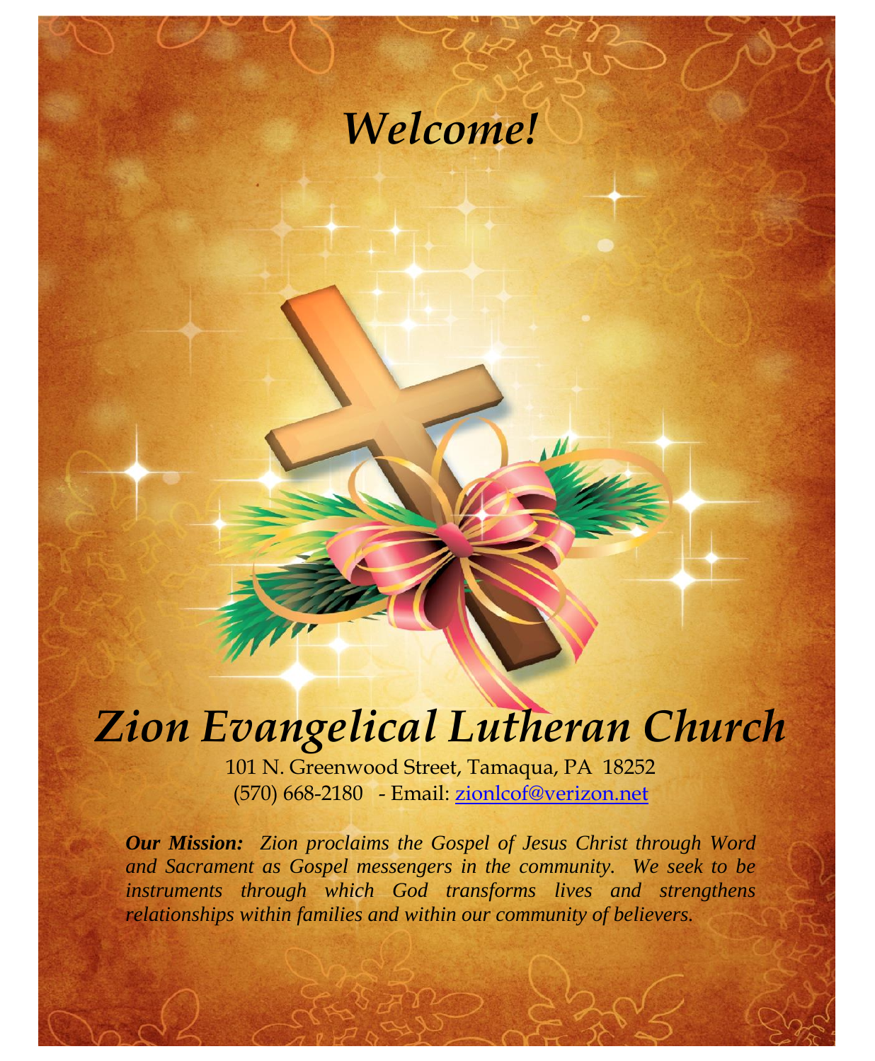# *Welcome!*

# *Zion Evangelical Lutheran Church*

101 N. Greenwood Street, Tamaqua, PA 18252
(570) 668-2180 - Email: zionlcof@verizon.net

***Our Mission:*** *Zion proclaims the Gospel of Jesus Christ through Word and Sacrament as Gospel messengers in the community. We seek to be instruments through which God transforms lives and strengthens relationships within families and within our community of believers.*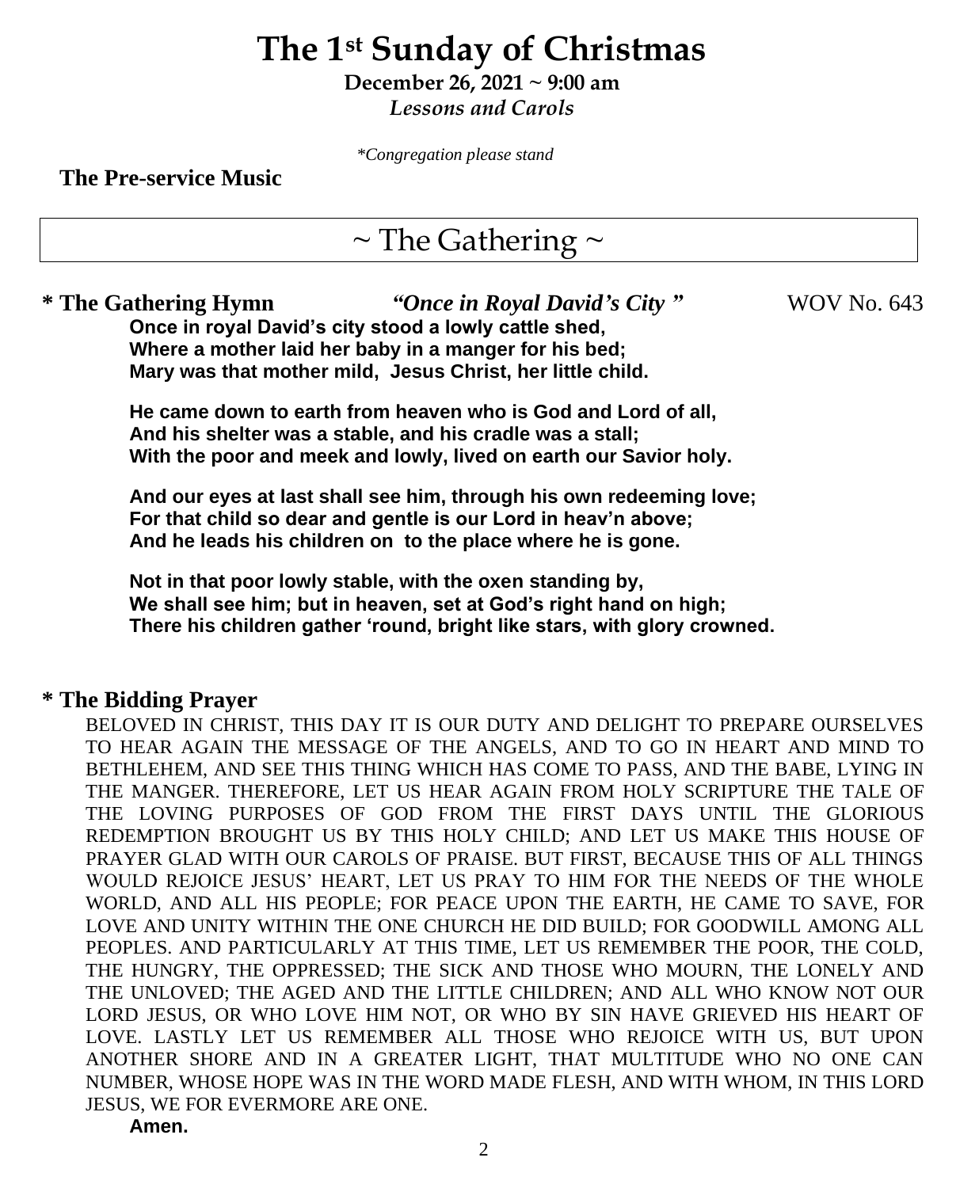# The 1st Sunday of Christmas

**December 26, 2021 ~ 9:00 am**

*Lessons and Carols*

*\*Congregation please stand*

**The Pre-service Music**

## ~ The Gathering ~

**\* The Gathering Hymn** ***"Once in Royal David's City "*** WOV No. 643

**Once in royal David's city stood a lowly cattle shed,
Where a mother laid her baby in a manger for his bed;
Mary was that mother mild, Jesus Christ, her little child.**

**He came down to earth from heaven who is God and Lord of all,
And his shelter was a stable, and his cradle was a stall;
With the poor and meek and lowly, lived on earth our Savior holy.**

**And our eyes at last shall see him, through his own redeeming love;
For that child so dear and gentle is our Lord in heav'n above;
And he leads his children on to the place where he is gone.**

**Not in that poor lowly stable, with the oxen standing by,
We shall see him; but in heaven, set at God's right hand on high;
There his children gather 'round, bright like stars, with glory crowned.**

**\* The Bidding Prayer**

BELOVED IN CHRIST, THIS DAY IT IS OUR DUTY AND DELIGHT TO PREPARE OURSELVES TO HEAR AGAIN THE MESSAGE OF THE ANGELS, AND TO GO IN HEART AND MIND TO BETHLEHEM, AND SEE THIS THING WHICH HAS COME TO PASS, AND THE BABE, LYING IN THE MANGER. THEREFORE, LET US HEAR AGAIN FROM HOLY SCRIPTURE THE TALE OF THE LOVING PURPOSES OF GOD FROM THE FIRST DAYS UNTIL THE GLORIOUS REDEMPTION BROUGHT US BY THIS HOLY CHILD; AND LET US MAKE THIS HOUSE OF PRAYER GLAD WITH OUR CAROLS OF PRAISE. BUT FIRST, BECAUSE THIS OF ALL THINGS WOULD REJOICE JESUS' HEART, LET US PRAY TO HIM FOR THE NEEDS OF THE WHOLE WORLD, AND ALL HIS PEOPLE; FOR PEACE UPON THE EARTH, HE CAME TO SAVE, FOR LOVE AND UNITY WITHIN THE ONE CHURCH HE DID BUILD; FOR GOODWILL AMONG ALL PEOPLES. AND PARTICULARLY AT THIS TIME, LET US REMEMBER THE POOR, THE COLD, THE HUNGRY, THE OPPRESSED; THE SICK AND THOSE WHO MOURN, THE LONELY AND THE UNLOVED; THE AGED AND THE LITTLE CHILDREN; AND ALL WHO KNOW NOT OUR LORD JESUS, OR WHO LOVE HIM NOT, OR WHO BY SIN HAVE GRIEVED HIS HEART OF LOVE. LASTLY LET US REMEMBER ALL THOSE WHO REJOICE WITH US, BUT UPON ANOTHER SHORE AND IN A GREATER LIGHT, THAT MULTITUDE WHO NO ONE CAN NUMBER, WHOSE HOPE WAS IN THE WORD MADE FLESH, AND WITH WHOM, IN THIS LORD JESUS, WE FOR EVERMORE ARE ONE.

**Amen.**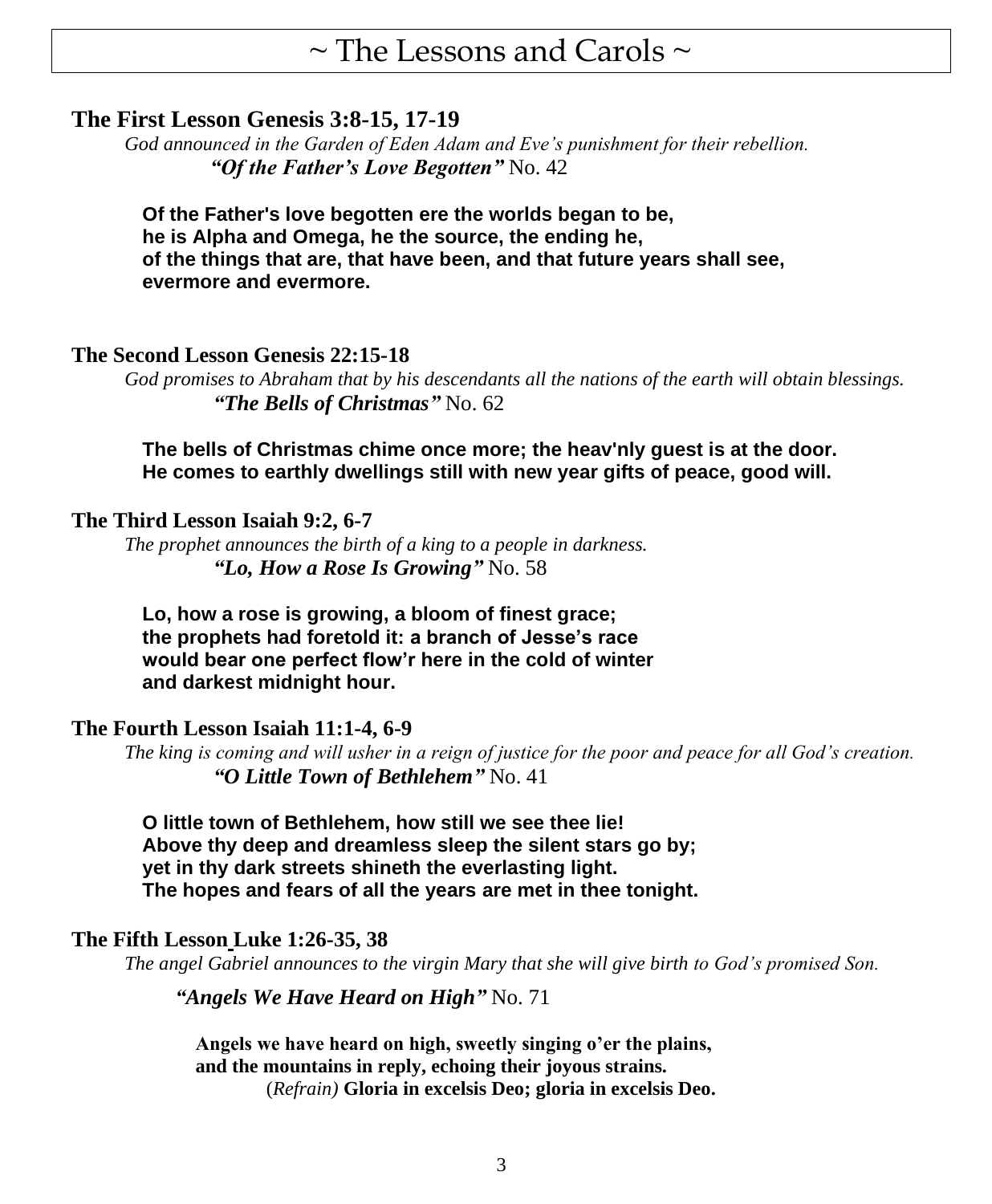# ~ The Lessons and Carols ~

## The First Lesson Genesis 3:8-15, 17-19

*God announced in the Garden of Eden Adam and Eve's punishment for their rebellion.*

***"Of the Father's Love Begotten"*** No. 42

**Of the Father's love begotten ere the worlds began to be,**
**he is Alpha and Omega, he the source, the ending he,**
**of the things that are, that have been, and that future years shall see,**
**evermore and evermore.**

## The Second Lesson Genesis 22:15-18

*God promises to Abraham that by his descendants all the nations of the earth will obtain blessings.*

***"The Bells of Christmas"*** No. 62

**The bells of Christmas chime once more; the heav'nly guest is at the door.**
**He comes to earthly dwellings still with new year gifts of peace, good will.**

## The Third Lesson Isaiah 9:2, 6-7

*The prophet announces the birth of a king to a people in darkness.*

***"Lo, How a Rose Is Growing"*** No. 58

**Lo, how a rose is growing, a bloom of finest grace;**
**the prophets had foretold it: a branch of Jesse's race**
**would bear one perfect flow'r here in the cold of winter**
**and darkest midnight hour.**

## The Fourth Lesson Isaiah 11:1-4, 6-9

*The king is coming and will usher in a reign of justice for the poor and peace for all God's creation.*

***"O Little Town of Bethlehem"*** No. 41

**O little town of Bethlehem, how still we see thee lie!**
**Above thy deep and dreamless sleep the silent stars go by;**
**yet in thy dark streets shineth the everlasting light.**
**The hopes and fears of all the years are met in thee tonight.**

## The Fifth Lesson Luke 1:26-35, 38

*The angel Gabriel announces to the virgin Mary that she will give birth to God's promised Son.*

***"Angels We Have Heard on High"*** No. 71

**Angels we have heard on high, sweetly singing o'er the plains,**
**and the mountains in reply, echoing their joyous strains.**
(*Refrain)* **Gloria in excelsis Deo; gloria in excelsis Deo.**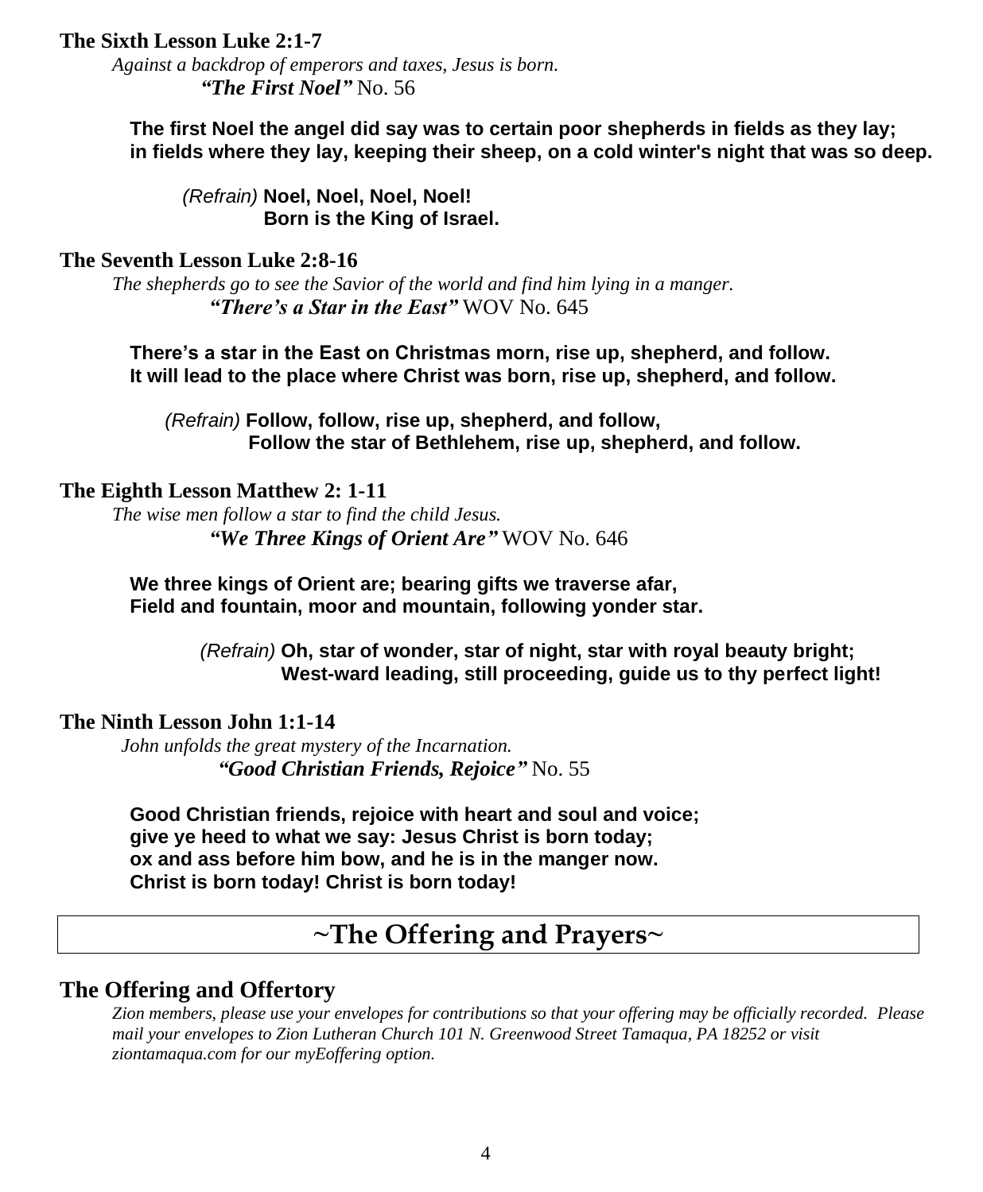**The Sixth Lesson Luke 2:1-7**

*Against a backdrop of emperors and taxes, Jesus is born.*

***"The First Noel"*** No. 56

**The first Noel the angel did say was to certain poor shepherds in fields as they lay; in fields where they lay, keeping their sheep, on a cold winter's night that was so deep.**

*(Refrain)* **Noel, Noel, Noel, Noel!**
**Born is the King of Israel.**

**The Seventh Lesson Luke 2:8-16**

*The shepherds go to see the Savior of the world and find him lying in a manger.*

***"There's a Star in the East"*** WOV No. 645

**There's a star in the East on Christmas morn, rise up, shepherd, and follow.**
**It will lead to the place where Christ was born, rise up, shepherd, and follow.**

*(Refrain)* **Follow, follow, rise up, shepherd, and follow,**
**Follow the star of Bethlehem, rise up, shepherd, and follow.**

**The Eighth Lesson Matthew 2: 1-11**

*The wise men follow a star to find the child Jesus.*

***"We Three Kings of Orient Are"*** WOV No. 646

**We three kings of Orient are; bearing gifts we traverse afar,**
**Field and fountain, moor and mountain, following yonder star.**

*(Refrain)* **Oh, star of wonder, star of night, star with royal beauty bright;**
**West-ward leading, still proceeding, guide us to thy perfect light!**

**The Ninth Lesson John 1:1-14**

*John unfolds the great mystery of the Incarnation.*

***"Good Christian Friends, Rejoice"*** No. 55

**Good Christian friends, rejoice with heart and soul and voice;**
**give ye heed to what we say: Jesus Christ is born today;**
**ox and ass before him bow, and he is in the manger now.**
**Christ is born today! Christ is born today!**

## ~The Offering and Prayers~

### The Offering and Offertory

*Zion members, please use your envelopes for contributions so that your offering may be officially recorded. Please mail your envelopes to Zion Lutheran Church 101 N. Greenwood Street Tamaqua, PA 18252 or visit ziontamaqua.com for our myEoffering option.*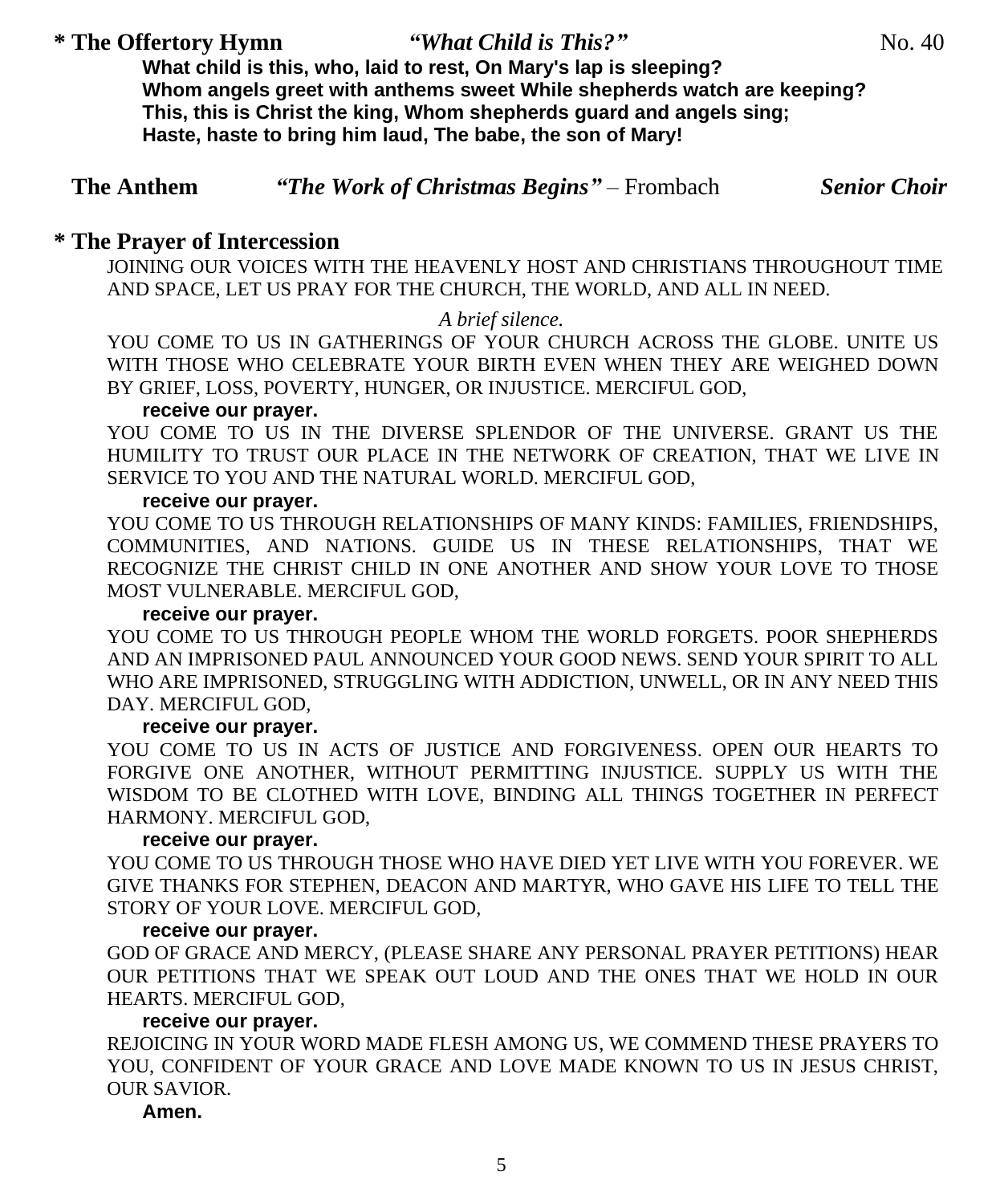**\* The Offertory Hymn** ***"What Child is This?"*** No. 40

**What child is this, who, laid to rest, On Mary's lap is sleeping?**
**Whom angels greet with anthems sweet While shepherds watch are keeping?**
**This, this is Christ the king, Whom shepherds guard and angels sing;**
**Haste, haste to bring him laud, The babe, the son of Mary!**

**The Anthem** ***"The Work of Christmas Begins"*** – Frombach ***Senior Choir***

**\* The Prayer of Intercession**

JOINING OUR VOICES WITH THE HEAVENLY HOST AND CHRISTIANS THROUGHOUT TIME AND SPACE, LET US PRAY FOR THE CHURCH, THE WORLD, AND ALL IN NEED.

*A brief silence.*

YOU COME TO US IN GATHERINGS OF YOUR CHURCH ACROSS THE GLOBE. UNITE US WITH THOSE WHO CELEBRATE YOUR BIRTH EVEN WHEN THEY ARE WEIGHED DOWN BY GRIEF, LOSS, POVERTY, HUNGER, OR INJUSTICE. MERCIFUL GOD,

**receive our prayer.**

YOU COME TO US IN THE DIVERSE SPLENDOR OF THE UNIVERSE. GRANT US THE HUMILITY TO TRUST OUR PLACE IN THE NETWORK OF CREATION, THAT WE LIVE IN SERVICE TO YOU AND THE NATURAL WORLD. MERCIFUL GOD,

**receive our prayer.**

YOU COME TO US THROUGH RELATIONSHIPS OF MANY KINDS: FAMILIES, FRIENDSHIPS, COMMUNITIES, AND NATIONS. GUIDE US IN THESE RELATIONSHIPS, THAT WE RECOGNIZE THE CHRIST CHILD IN ONE ANOTHER AND SHOW YOUR LOVE TO THOSE MOST VULNERABLE. MERCIFUL GOD,

**receive our prayer.**

YOU COME TO US THROUGH PEOPLE WHOM THE WORLD FORGETS. POOR SHEPHERDS AND AN IMPRISONED PAUL ANNOUNCED YOUR GOOD NEWS. SEND YOUR SPIRIT TO ALL WHO ARE IMPRISONED, STRUGGLING WITH ADDICTION, UNWELL, OR IN ANY NEED THIS DAY. MERCIFUL GOD,

**receive our prayer.**

YOU COME TO US IN ACTS OF JUSTICE AND FORGIVENESS. OPEN OUR HEARTS TO FORGIVE ONE ANOTHER, WITHOUT PERMITTING INJUSTICE. SUPPLY US WITH THE WISDOM TO BE CLOTHED WITH LOVE, BINDING ALL THINGS TOGETHER IN PERFECT HARMONY. MERCIFUL GOD,

**receive our prayer.**

YOU COME TO US THROUGH THOSE WHO HAVE DIED YET LIVE WITH YOU FOREVER. WE GIVE THANKS FOR STEPHEN, DEACON AND MARTYR, WHO GAVE HIS LIFE TO TELL THE STORY OF YOUR LOVE. MERCIFUL GOD,

**receive our prayer.**

GOD OF GRACE AND MERCY, (PLEASE SHARE ANY PERSONAL PRAYER PETITIONS) HEAR OUR PETITIONS THAT WE SPEAK OUT LOUD AND THE ONES THAT WE HOLD IN OUR HEARTS. MERCIFUL GOD,

**receive our prayer.**

REJOICING IN YOUR WORD MADE FLESH AMONG US, WE COMMEND THESE PRAYERS TO YOU, CONFIDENT OF YOUR GRACE AND LOVE MADE KNOWN TO US IN JESUS CHRIST, OUR SAVIOR.

**Amen.**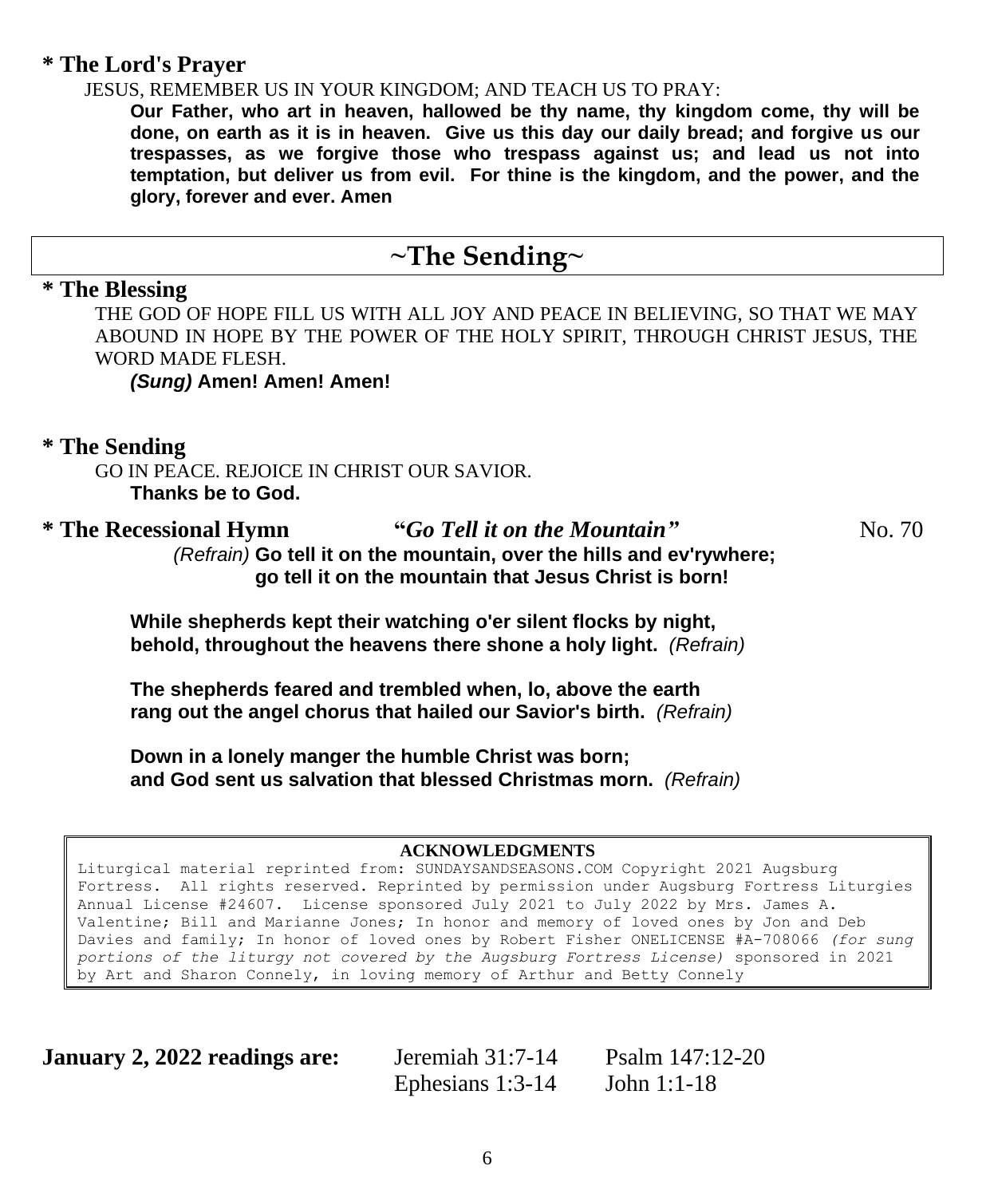## * The Lord's Prayer

JESUS, REMEMBER US IN YOUR KINGDOM; AND TEACH US TO PRAY:

**Our Father, who art in heaven, hallowed be thy name, thy kingdom come, thy will be done, on earth as it is in heaven. Give us this day our daily bread; and forgive us our trespasses, as we forgive those who trespass against us; and lead us not into temptation, but deliver us from evil. For thine is the kingdom, and the power, and the glory, forever and ever. Amen**

# ~The Sending~

## * The Blessing

THE GOD OF HOPE FILL US WITH ALL JOY AND PEACE IN BELIEVING, SO THAT WE MAY ABOUND IN HOPE BY THE POWER OF THE HOLY SPIRIT, THROUGH CHRIST JESUS, THE WORD MADE FLESH.

***(Sung)* Amen! Amen! Amen!**

## * The Sending

GO IN PEACE. REJOICE IN CHRIST OUR SAVIOR.

**Thanks be to God.**

## * The Recessional Hymn "*Go Tell it on the Mountain*" No. 70

*(Refrain)* **Go tell it on the mountain, over the hills and ev'rywhere;
go tell it on the mountain that Jesus Christ is born!**

**While shepherds kept their watching o'er silent flocks by night,
behold, throughout the heavens there shone a holy light.** *(Refrain)*

**The shepherds feared and trembled when, lo, above the earth
rang out the angel chorus that hailed our Savior's birth.** *(Refrain)*

**Down in a lonely manger the humble Christ was born;
and God sent us salvation that blessed Christmas morn.** *(Refrain)*

**ACKNOWLEDGMENTS**

Liturgical material reprinted from: SUNDAYSANDSEASONS.COM Copyright 2021 Augsburg Fortress. All rights reserved. Reprinted by permission under Augsburg Fortress Liturgies Annual License #24607. License sponsored July 2021 to July 2022 by Mrs. James A. Valentine; Bill and Marianne Jones; In honor and memory of loved ones by Jon and Deb Davies and family; In honor of loved ones by Robert Fisher ONELICENSE #A-708066 *(for sung portions of the liturgy not covered by the Augsburg Fortress License)* sponsored in 2021 by Art and Sharon Connely, in loving memory of Arthur and Betty Connely

**January 2, 2022 readings are:** Jeremiah 31:7-14 Psalm 147:12-20
Ephesians 1:3-14 John 1:1-18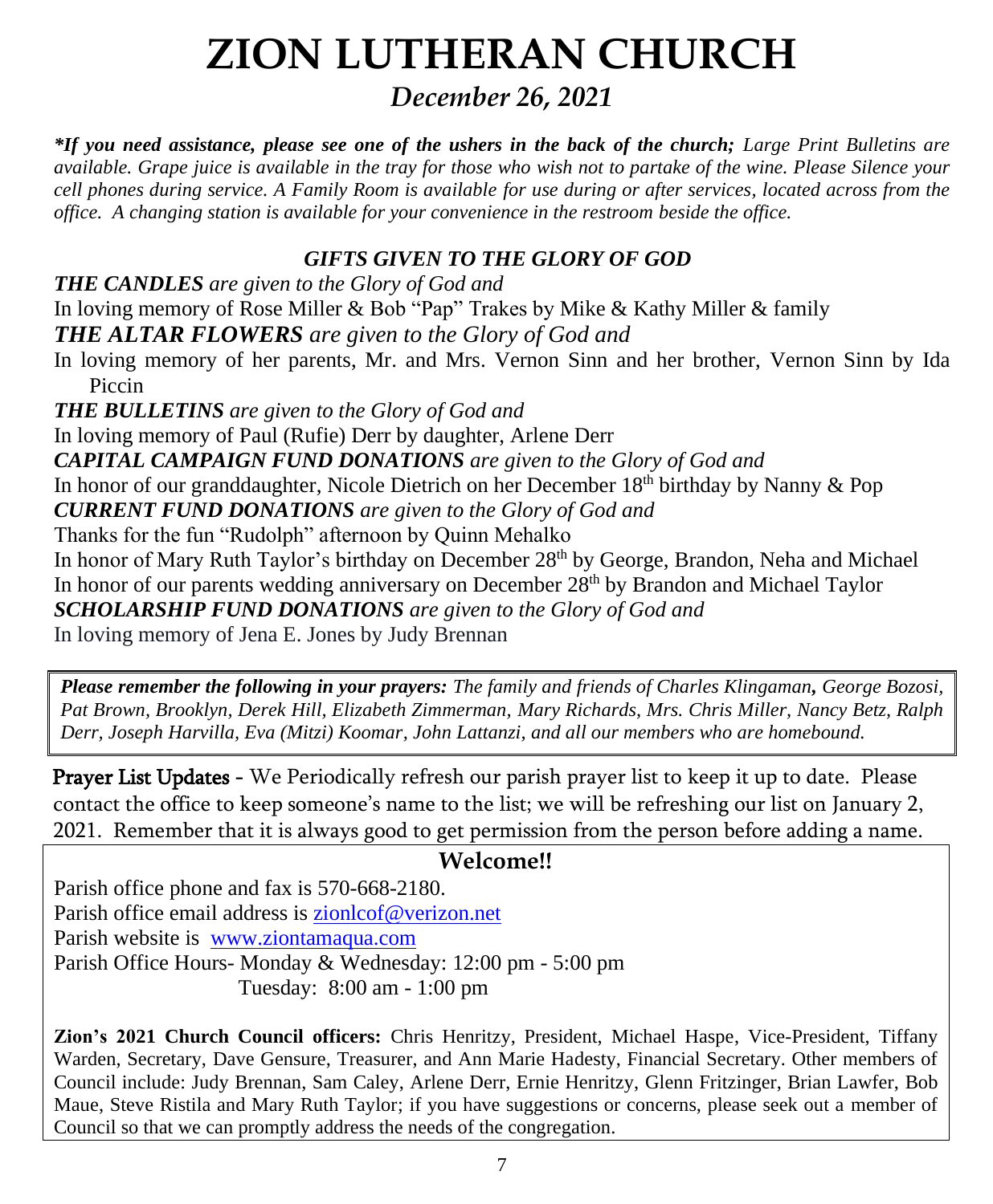# ZION LUTHERAN CHURCH

*December 26, 2021*

***If you need assistance, please see one of the ushers in the back of the church;** Large Print Bulletins are available. Grape juice is available in the tray for those who wish not to partake of the wine. Please Silence your cell phones during service. A Family Room is available for use during or after services, located across from the office. A changing station is available for your convenience in the restroom beside the office.*

### *GIFTS GIVEN TO THE GLORY OF GOD*

***THE CANDLES** are given to the Glory of God and*

In loving memory of Rose Miller & Bob "Pap" Trakes by Mike & Kathy Miller & family

***THE ALTAR FLOWERS** are given to the Glory of God and*

In loving memory of her parents, Mr. and Mrs. Vernon Sinn and her brother, Vernon Sinn by Ida Piccin

***THE BULLETINS** are given to the Glory of God and*

In loving memory of Paul (Rufie) Derr by daughter, Arlene Derr

***CAPITAL CAMPAIGN FUND DONATIONS** are given to the Glory of God and*

In honor of our granddaughter, Nicole Dietrich on her December 18th birthday by Nanny & Pop

***CURRENT FUND DONATIONS** are given to the Glory of God and*

Thanks for the fun "Rudolph" afternoon by Quinn Mehalko

In honor of Mary Ruth Taylor's birthday on December 28th by George, Brandon, Neha and Michael

In honor of our parents wedding anniversary on December 28th by Brandon and Michael Taylor

***SCHOLARSHIP FUND DONATIONS** are given to the Glory of God and*

In loving memory of Jena E. Jones by Judy Brennan

***Please remember the following in your prayers:** The family and friends of Charles Klingaman**,** George Bozosi, Pat Brown, Brooklyn, Derek Hill, Elizabeth Zimmerman, Mary Richards, Mrs. Chris Miller, Nancy Betz, Ralph Derr, Joseph Harvilla, Eva (Mitzi) Koomar, John Lattanzi, and all our members who are homebound.*

**Prayer List Updates** - We Periodically refresh our parish prayer list to keep it up to date. Please contact the office to keep someone's name to the list; we will be refreshing our list on January 2, 2021. Remember that it is always good to get permission from the person before adding a name.

## Welcome!!

Parish office phone and fax is 570-668-2180.
Parish office email address is zionlcof@verizon.net
Parish website is www.ziontamaqua.com
Parish Office Hours- Monday & Wednesday: 12:00 pm - 5:00 pm
Tuesday: 8:00 am - 1:00 pm

**Zion's 2021 Church Council officers:** Chris Henritzy, President, Michael Haspe, Vice-President, Tiffany Warden, Secretary, Dave Gensure, Treasurer, and Ann Marie Hadesty, Financial Secretary. Other members of Council include: Judy Brennan, Sam Caley, Arlene Derr, Ernie Henritzy, Glenn Fritzinger, Brian Lawfer, Bob Maue, Steve Ristila and Mary Ruth Taylor; if you have suggestions or concerns, please seek out a member of Council so that we can promptly address the needs of the congregation.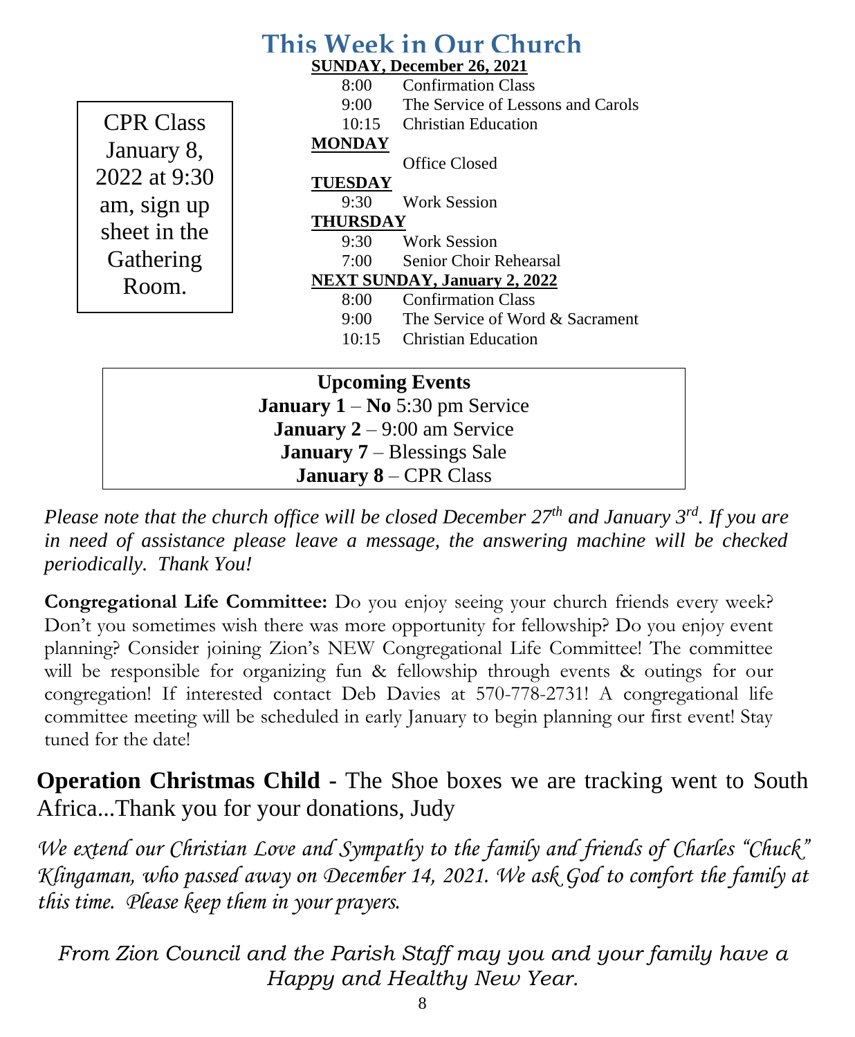# This Week in Our Church

CPR Class January 8, 2022 at 9:30 am, sign up sheet in the Gathering Room.

**SUNDAY, December 26, 2021**

| | |
|---|---|
| 8:00 | Confirmation Class |
| 9:00 | The Service of Lessons and Carols |
| 10:15 | Christian Education |

**MONDAY**

Office Closed

**TUESDAY**

| | |
|---|---|
| 9:30 | Work Session |

**THURSDAY**

| | |
|---|---|
| 9:30 | Work Session |
| 7:00 | Senior Choir Rehearsal |

**NEXT SUNDAY, January 2, 2022**

| | |
|---|---|
| 8:00 | Confirmation Class |
| 9:00 | The Service of Word & Sacrament |
| 10:15 | Christian Education |

**Upcoming Events**

**January 1** – **No** 5:30 pm Service
**January 2** – 9:00 am Service
**January 7** – Blessings Sale
**January 8** – CPR Class

*Please note that the church office will be closed December 27th and January 3rd. If you are in need of assistance please leave a message, the answering machine will be checked periodically. Thank You!*

**Congregational Life Committee:** Do you enjoy seeing your church friends every week? Don't you sometimes wish there was more opportunity for fellowship? Do you enjoy event planning? Consider joining Zion's NEW Congregational Life Committee! The committee will be responsible for organizing fun & fellowship through events & outings for our congregation! If interested contact Deb Davies at 570-778-2731! A congregational life committee meeting will be scheduled in early January to begin planning our first event! Stay tuned for the date!

**Operation Christmas Child** - The Shoe boxes we are tracking went to South Africa...Thank you for your donations, Judy

*We extend our Christian Love and Sympathy to the family and friends of Charles "Chuck" Klingaman, who passed away on December 14, 2021. We ask God to comfort the family at this time. Please keep them in your prayers.*

*From Zion Council and the Parish Staff may you and your family have a Happy and Healthy New Year.*